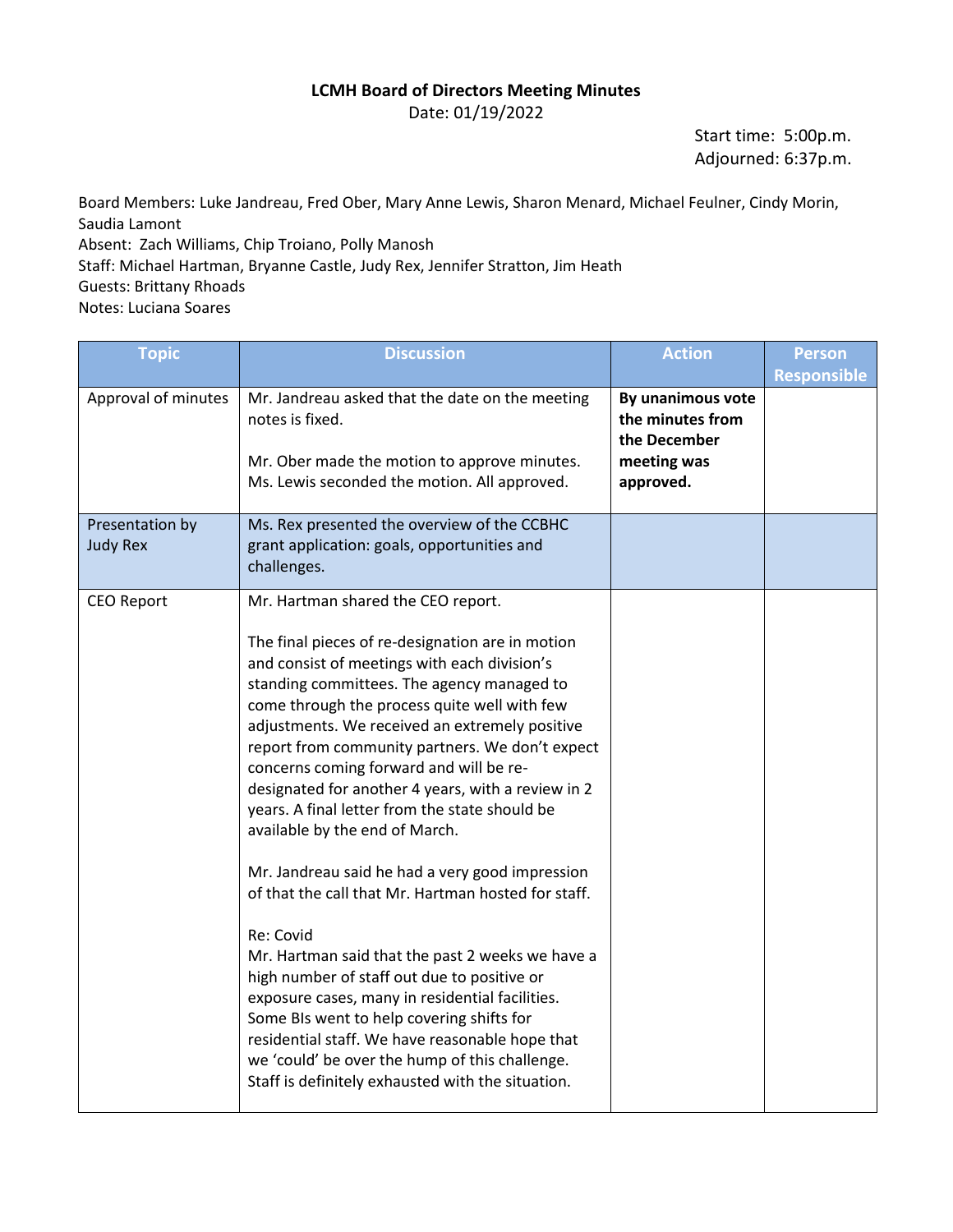**LCMH Board of Directors Meeting Minutes**

Date: 01/19/2022

Start time: 5:00p.m.
Adjourned: 6:37p.m.

Board Members: Luke Jandreau, Fred Ober, Mary Anne Lewis, Sharon Menard, Michael Feulner, Cindy Morin, Saudia Lamont
Absent: Zach Williams, Chip Troiano, Polly Manosh
Staff: Michael Hartman, Bryanne Castle, Judy Rex, Jennifer Stratton, Jim Heath
Guests: Brittany Rhoads
Notes: Luciana Soares

| Topic | Discussion | Action | Person Responsible |
|---|---|---|---|
| Approval of minutes | Mr. Jandreau asked that the date on the meeting notes is fixed.<br><br>Mr. Ober made the motion to approve minutes. Ms. Lewis seconded the motion. All approved. | **By unanimous vote the minutes from the December meeting was approved.** | |
| Presentation by Judy Rex | Ms. Rex presented the overview of the CCBHC grant application: goals, opportunities and challenges. | | |
| CEO Report | Mr. Hartman shared the CEO report.<br><br>The final pieces of re-designation are in motion and consist of meetings with each division's standing committees. The agency managed to come through the process quite well with few adjustments. We received an extremely positive report from community partners. We don't expect concerns coming forward and will be re-designated for another 4 years, with a review in 2 years. A final letter from the state should be available by the end of March.<br><br>Mr. Jandreau said he had a very good impression of that the call that Mr. Hartman hosted for staff.<br><br>Re: Covid<br>Mr. Hartman said that the past 2 weeks we have a high number of staff out due to positive or exposure cases, many in residential facilities. Some BIs went to help covering shifts for residential staff. We have reasonable hope that we 'could' be over the hump of this challenge. Staff is definitely exhausted with the situation. | | |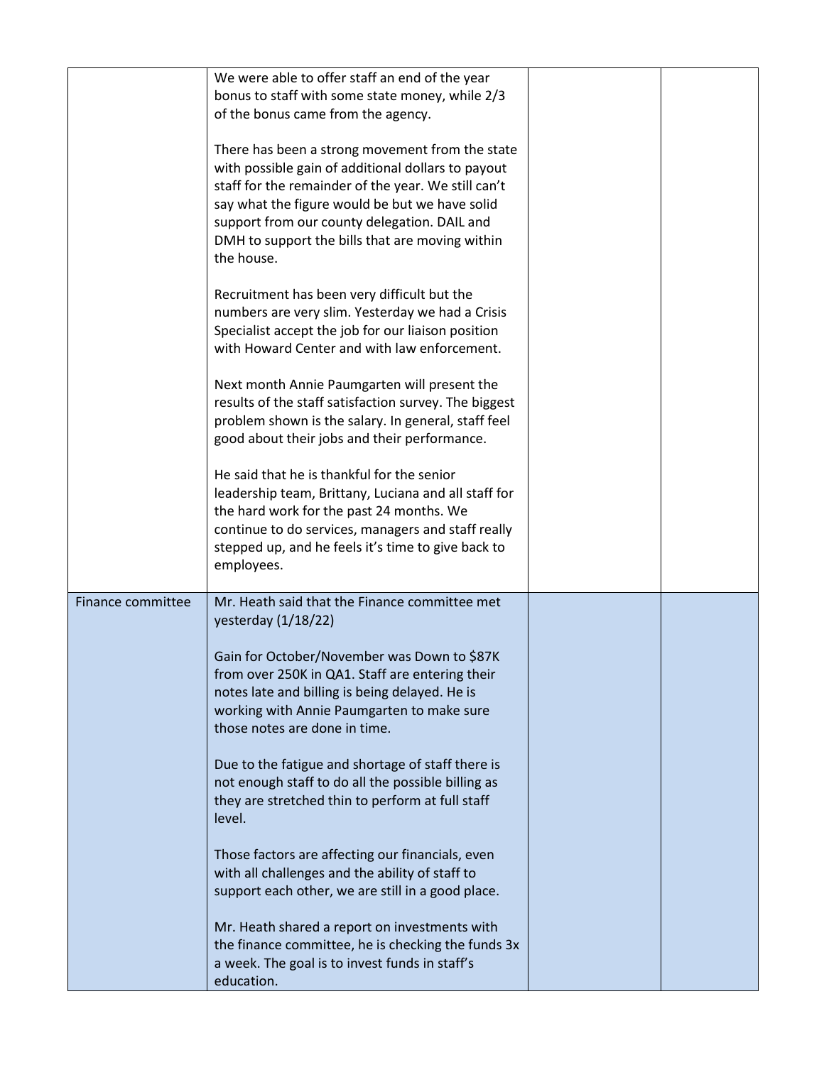| | | | |
|---|---|---|---|
| | We were able to offer staff an end of the year bonus to staff with some state money, while 2/3 of the bonus came from the agency.<br><br>There has been a strong movement from the state with possible gain of additional dollars to payout staff for the remainder of the year. We still can't say what the figure would be but we have solid support from our county delegation. DAIL and DMH to support the bills that are moving within the house.<br><br>Recruitment has been very difficult but the numbers are very slim. Yesterday we had a Crisis Specialist accept the job for our liaison position with Howard Center and with law enforcement.<br><br>Next month Annie Paumgarten will present the results of the staff satisfaction survey. The biggest problem shown is the salary. In general, staff feel good about their jobs and their performance.<br><br>He said that he is thankful for the senior leadership team, Brittany, Luciana and all staff for the hard work for the past 24 months. We continue to do services, managers and staff really stepped up, and he feels it's time to give back to employees. | | |
| Finance committee | Mr. Heath said that the Finance committee met yesterday (1/18/22)<br><br>Gain for October/November was Down to $87K from over 250K in QA1. Staff are entering their notes late and billing is being delayed. He is working with Annie Paumgarten to make sure those notes are done in time.<br><br>Due to the fatigue and shortage of staff there is not enough staff to do all the possible billing as they are stretched thin to perform at full staff level.<br><br>Those factors are affecting our financials, even with all challenges and the ability of staff to support each other, we are still in a good place.<br><br>Mr. Heath shared a report on investments with the finance committee, he is checking the funds 3x a week. The goal is to invest funds in staff's education. | | |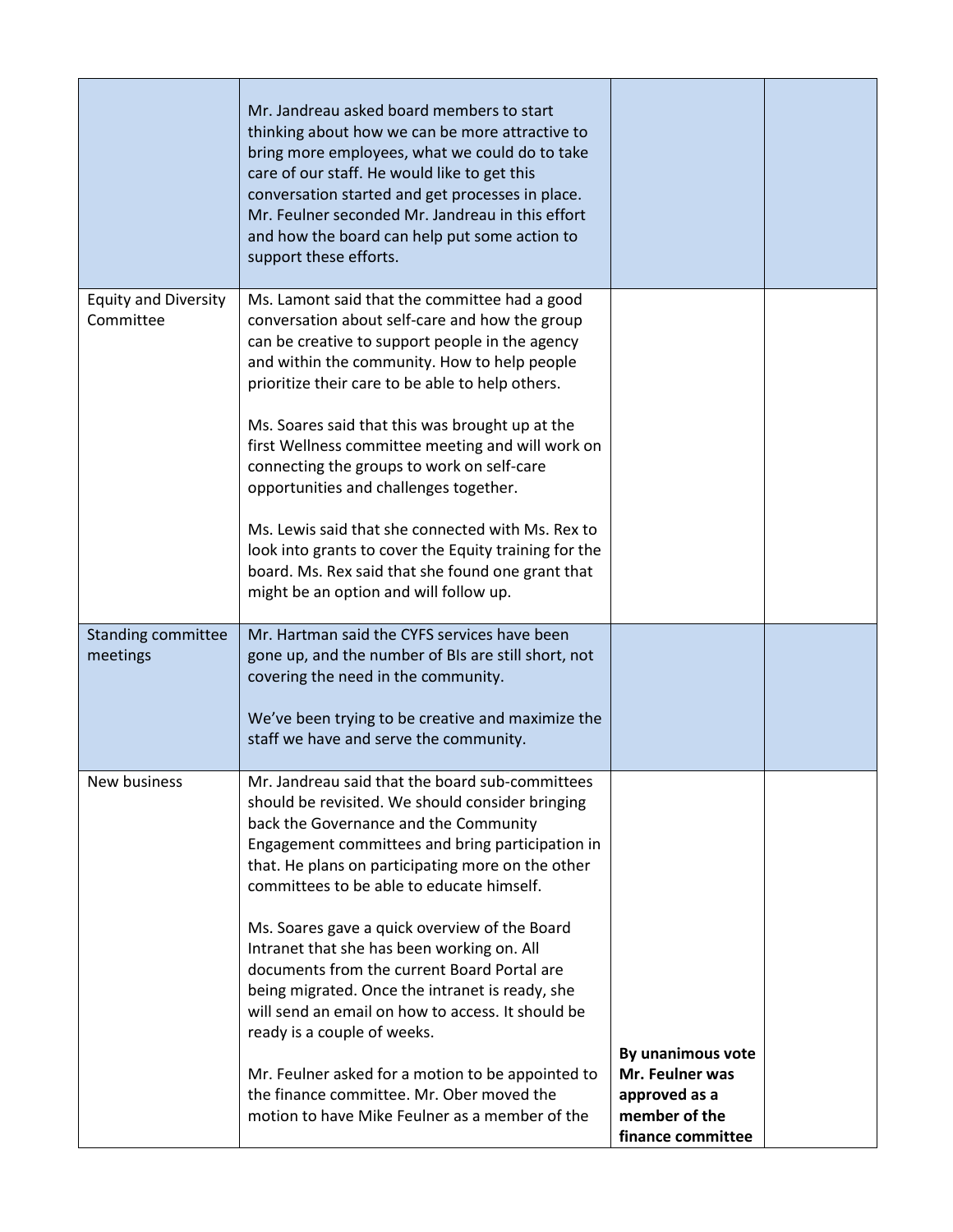| | | | |
|---|---|---|---|
| | Mr. Jandreau asked board members to start thinking about how we can be more attractive to bring more employees, what we could do to take care of our staff. He would like to get this conversation started and get processes in place. Mr. Feulner seconded Mr. Jandreau in this effort and how the board can help put some action to support these efforts. | | |
| Equity and Diversity Committee | Ms. Lamont said that the committee had a good conversation about self-care and how the group can be creative to support people in the agency and within the community. How to help people prioritize their care to be able to help others.<br><br>Ms. Soares said that this was brought up at the first Wellness committee meeting and will work on connecting the groups to work on self-care opportunities and challenges together.<br><br>Ms. Lewis said that she connected with Ms. Rex to look into grants to cover the Equity training for the board. Ms. Rex said that she found one grant that might be an option and will follow up. | | |
| Standing committee meetings | Mr. Hartman said the CYFS services have been gone up, and the number of BIs are still short, not covering the need in the community.<br><br>We've been trying to be creative and maximize the staff we have and serve the community. | | |
| New business | Mr. Jandreau said that the board sub-committees should be revisited. We should consider bringing back the Governance and the Community Engagement committees and bring participation in that. He plans on participating more on the other committees to be able to educate himself.<br><br>Ms. Soares gave a quick overview of the Board Intranet that she has been working on. All documents from the current Board Portal are being migrated. Once the intranet is ready, she will send an email on how to access. It should be ready is a couple of weeks.<br><br>Mr. Feulner asked for a motion to be appointed to the finance committee. Mr. Ober moved the motion to have Mike Feulner as a member of the | **By unanimous vote Mr. Feulner was approved as a member of the finance committee** | |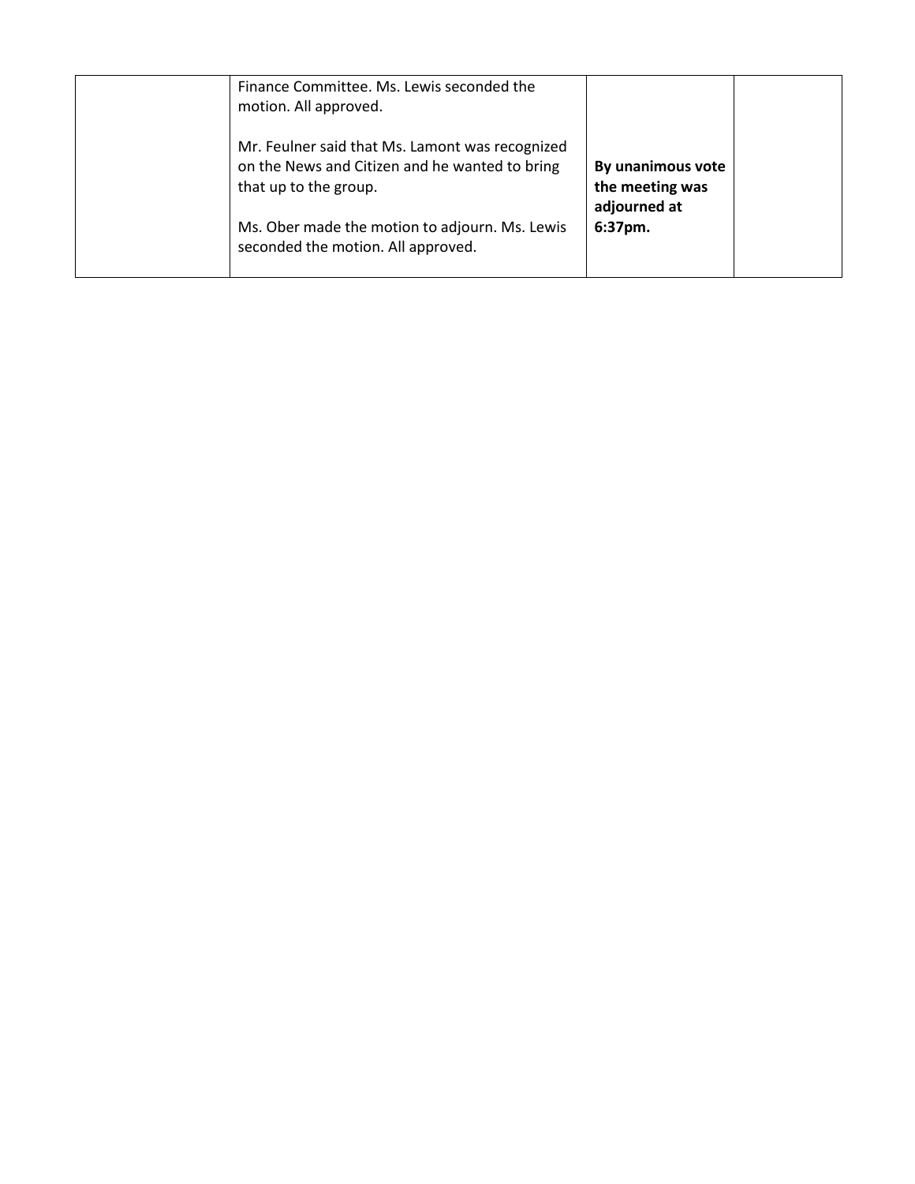| | | | |
|---|---|---|---|
| | Finance Committee. Ms. Lewis seconded the motion. All approved.<br><br>Mr. Feulner said that Ms. Lamont was recognized on the News and Citizen and he wanted to bring that up to the group.<br><br>Ms. Ober made the motion to adjourn. Ms. Lewis seconded the motion. All approved. | **By unanimous vote the meeting was adjourned at 6:37pm.** | |